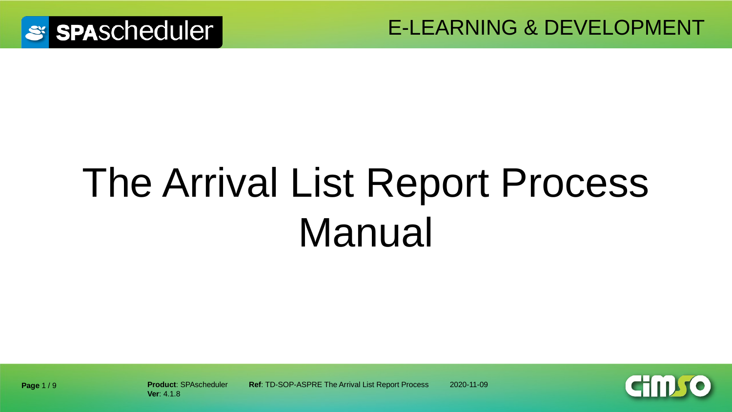# The Arrival List Report Process Manual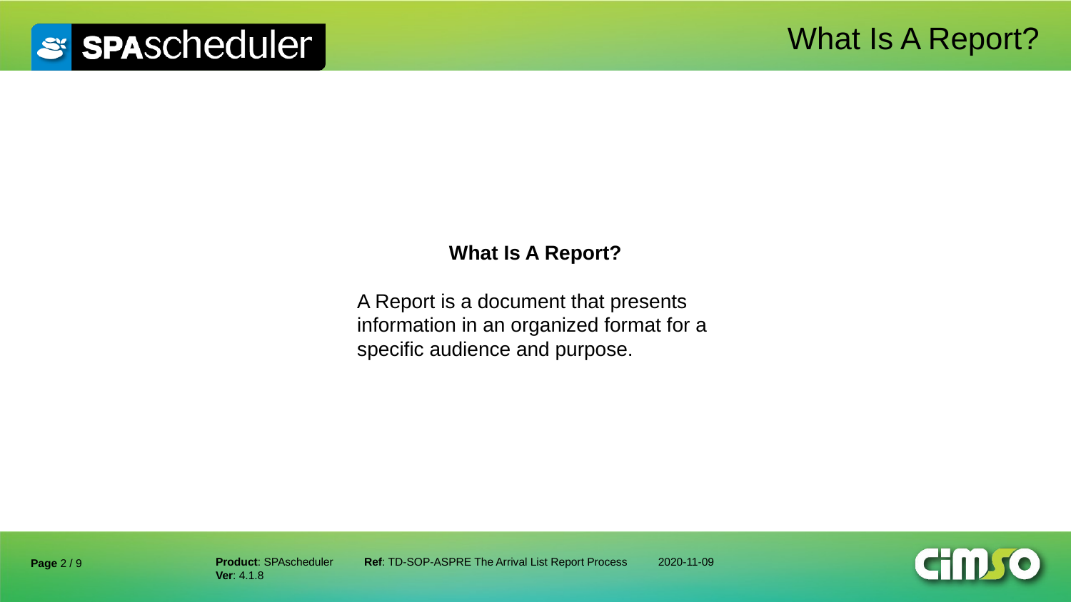# What Is A Report?

**What Is A Report?**

A Report is a document that presents information in an organized format for a specific audience and purpose.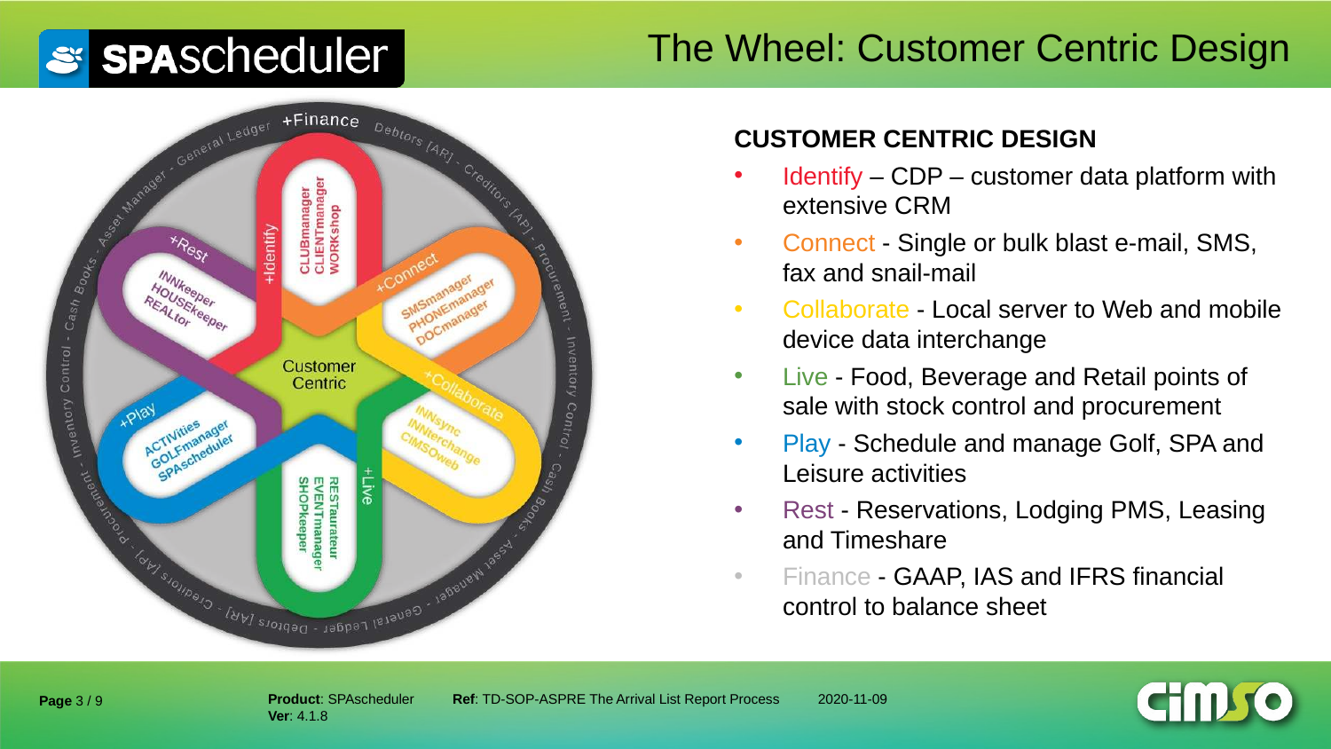# The Wheel: Customer Centric Design

## CUSTOMER CENTRIC DESIGN

- Identify – CDP – customer data platform with extensive CRM
- Connect - Single or bulk blast e-mail, SMS, fax and snail-mail
- Collaborate - Local server to Web and mobile device data interchange
- Live - Food, Beverage and Retail points of sale with stock control and procurement
- Play - Schedule and manage Golf, SPA and Leisure activities
- Rest - Reservations, Lodging PMS, Leasing and Timeshare
- Finance - GAAP, IAS and IFRS financial control to balance sheet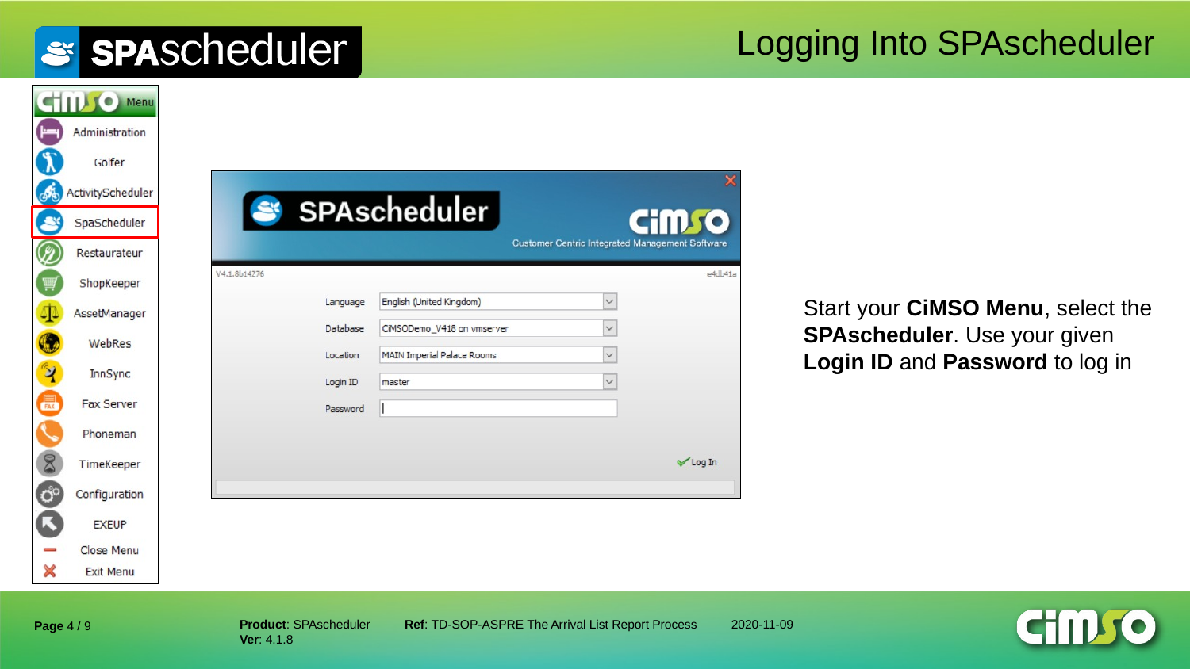# Logging Into SPAscheduler

Start your **CiMSO Menu**, select the **SPAscheduler**. Use your given **Login ID** and **Password** to log in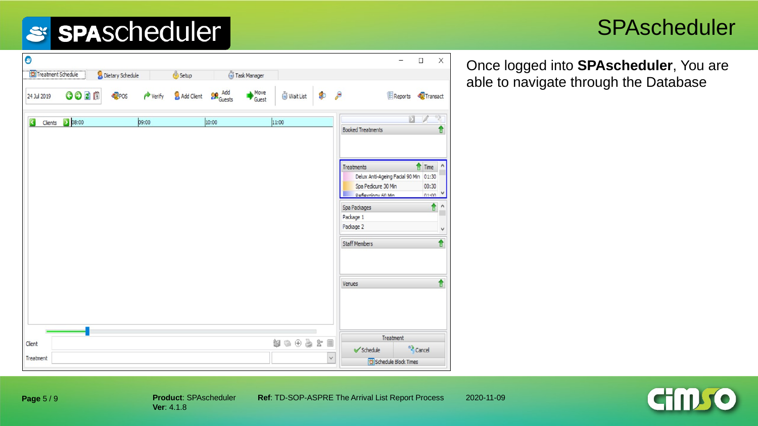# SPAscheduler

Once logged into **SPAscheduler**, You are able to navigate through the Database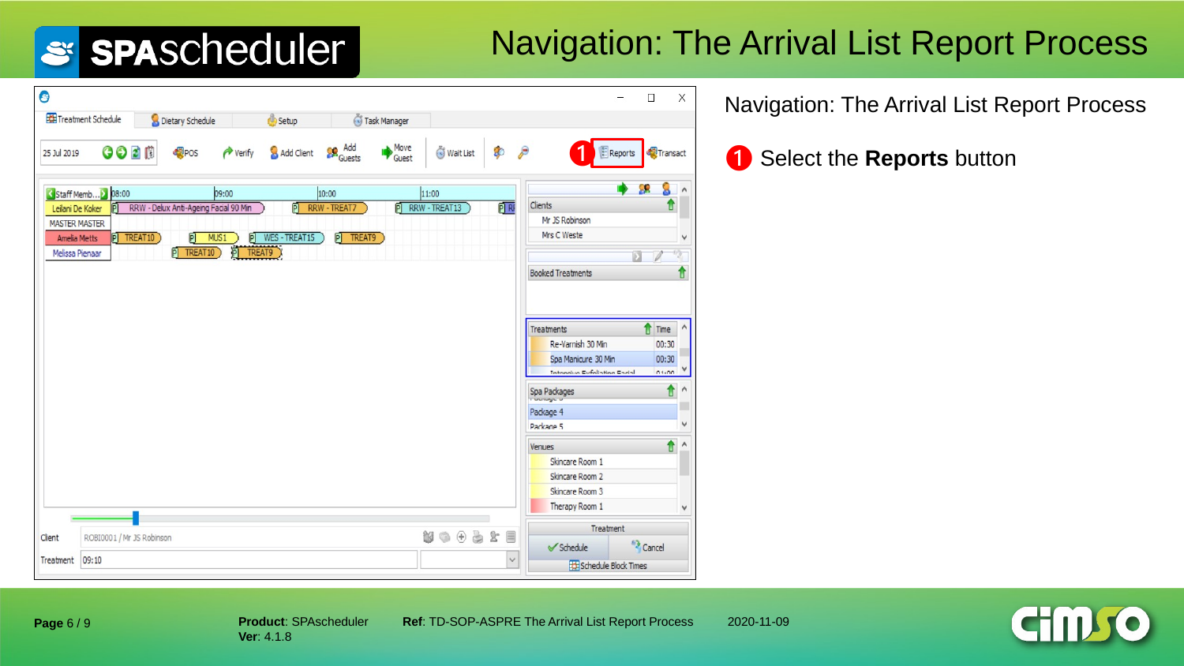# Navigation: The Arrival List Report Process

Navigation: The Arrival List Report Process

1. Select the **Reports** button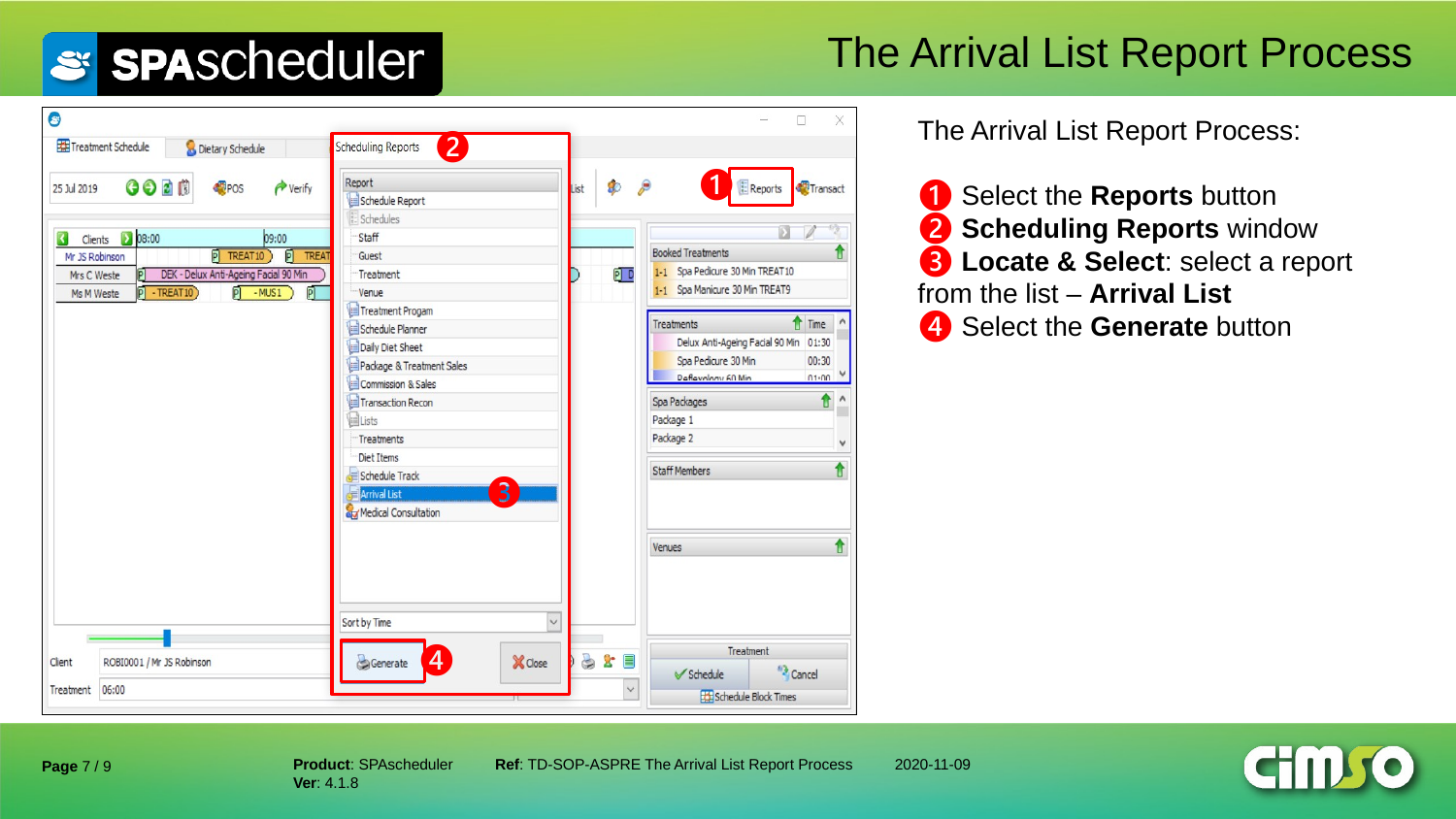# The Arrival List Report Process

The Arrival List Report Process:

1. Select the **Reports** button
2. **Scheduling Reports** window
3. **Locate & Select**: select a report from the list – **Arrival List**
4. Select the **Generate** button

**Product**: SPAscheduler
**Ver**: 4.1.8

**Ref**: TD-SOP-ASPRE The Arrival List Report Process

2020-11-09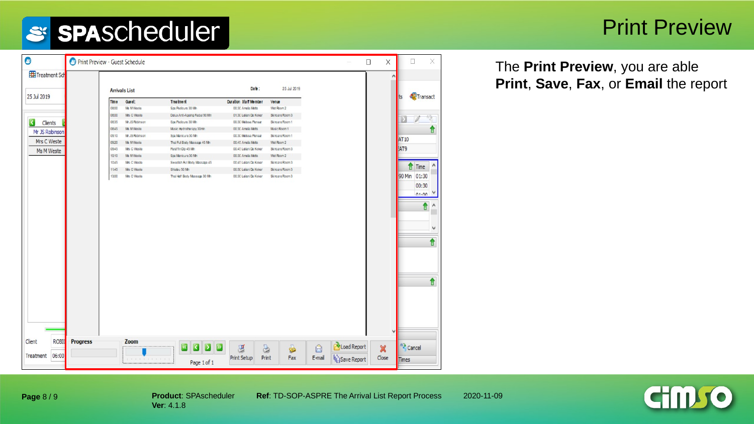# Print Preview

The **Print Preview**, you are able **Print**, **Save**, **Fax**, or **Email** the report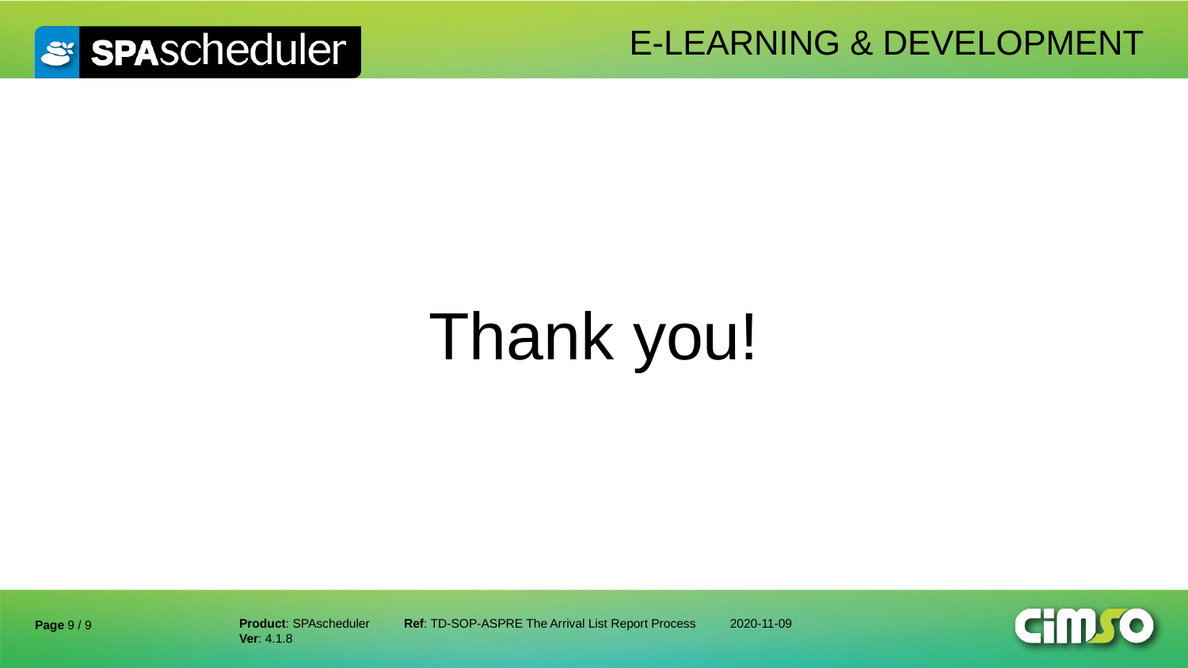# Thank you!